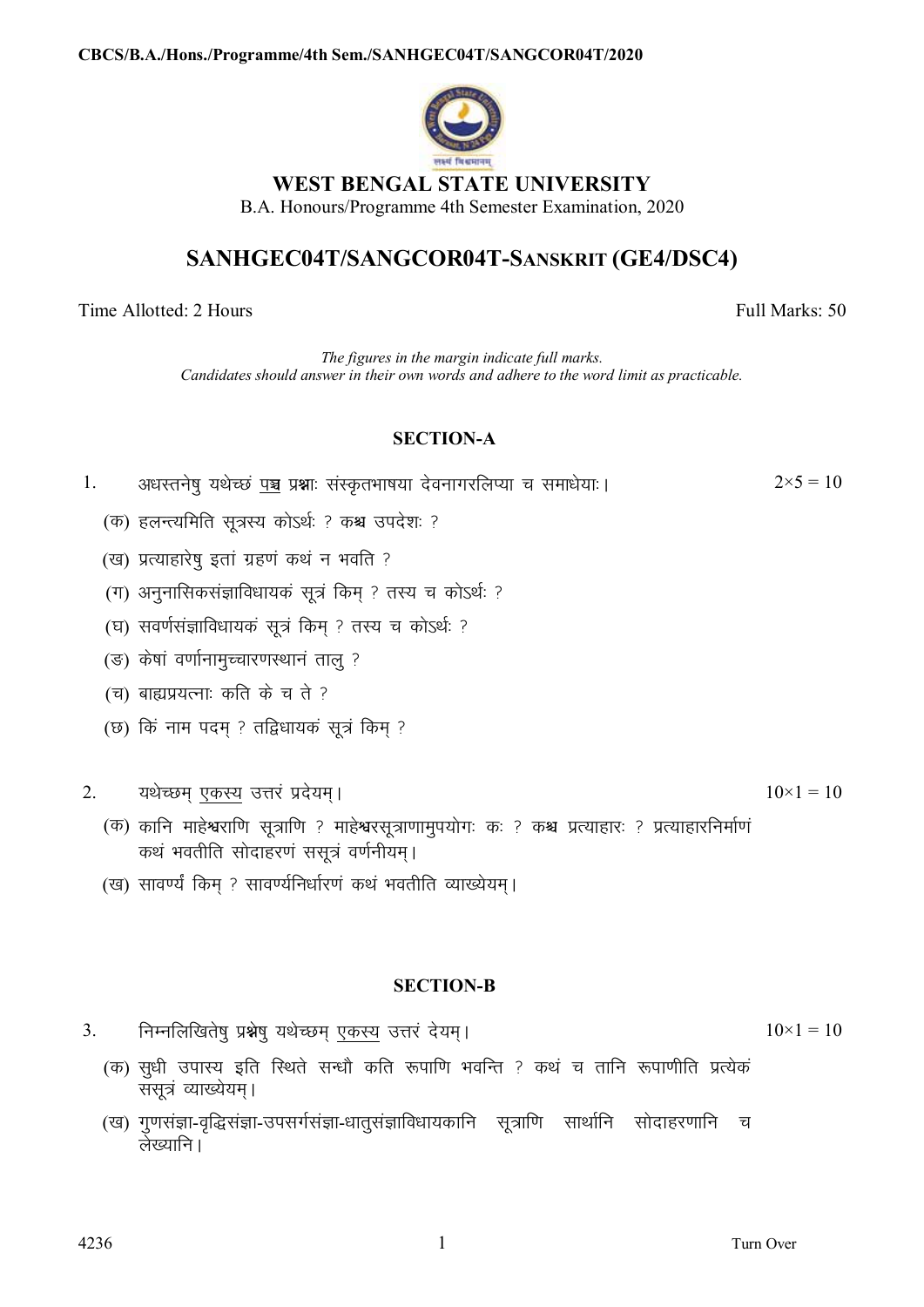# WEST BENGAL STATE UNIVERSITY

B.A. Honours/Programme 4th Semester Examination, 2020

## SANHGEC04T/SANGCOR04T-SANSKRIT (GE4/DSC4)

Time Allotted: 2 Hours | Full Marks: 50

*The figures in the margin indicate full marks.*
*Candidates should answer in their own words and adhere to the word limit as practicable.*

### SECTION-A

1. अधस्तनेषु यथेच्छं <u>पञ्च</u> प्रश्नाः संस्कृतभाषया देवनागरलिप्या च समाधेयाः। $2\times5 = 10$

   (क) हलन्त्यमिति सूत्रस्य कोऽर्थः ? कश्च उपदेशः ?

   (ख) प्रत्याहारेषु इतां ग्रहणं कथं न भवति ?

   (ग) अनुनासिकसंज्ञाविधायकं सूत्रं किम् ? तस्य च कोऽर्थः ?

   (घ) सवर्णसंज्ञाविधायकं सूत्रं किम् ? तस्य च कोऽर्थः ?

   (ङ) केषां वर्णानामुच्चारणस्थानं तालु ?

   (च) बाह्यप्रयत्नाः कति के च ते ?

   (छ) किं नाम पदम् ? तद्विधायकं सूत्रं किम् ?

2. यथेच्छम् <u>एकस्य</u> उत्तरं प्रदेयम्। $10\times1 = 10$

   (क) कानि माहेश्वराणि सूत्राणि ? माहेश्वरसूत्राणामुपयोगः कः ? कश्च प्रत्याहारः ? प्रत्याहारनिर्माणं कथं भवतीति सोदाहरणं ससूत्रं वर्णनीयम्।

   (ख) सावर्ण्यं किम् ? सावर्ण्यनिर्धारणं कथं भवतीति व्याख्येयम्।

### SECTION-B

3. निम्नलिखितेषु प्रश्नेषु यथेच्छम् <u>एकस्य</u> उत्तरं देयम्। $10\times1 = 10$

   (क) सुधी उपास्य इति स्थिते सन्धौ कति रूपाणि भवन्ति ? कथं च तानि रूपाणीति प्रत्येकं ससूत्रं व्याख्येयम्।

   (ख) गुणसंज्ञा-वृद्धिसंज्ञा-उपसर्गसंज्ञा-धातुसंज्ञाविधायकानि सूत्राणि सार्थानि सोदाहरणानि च लेख्यानि।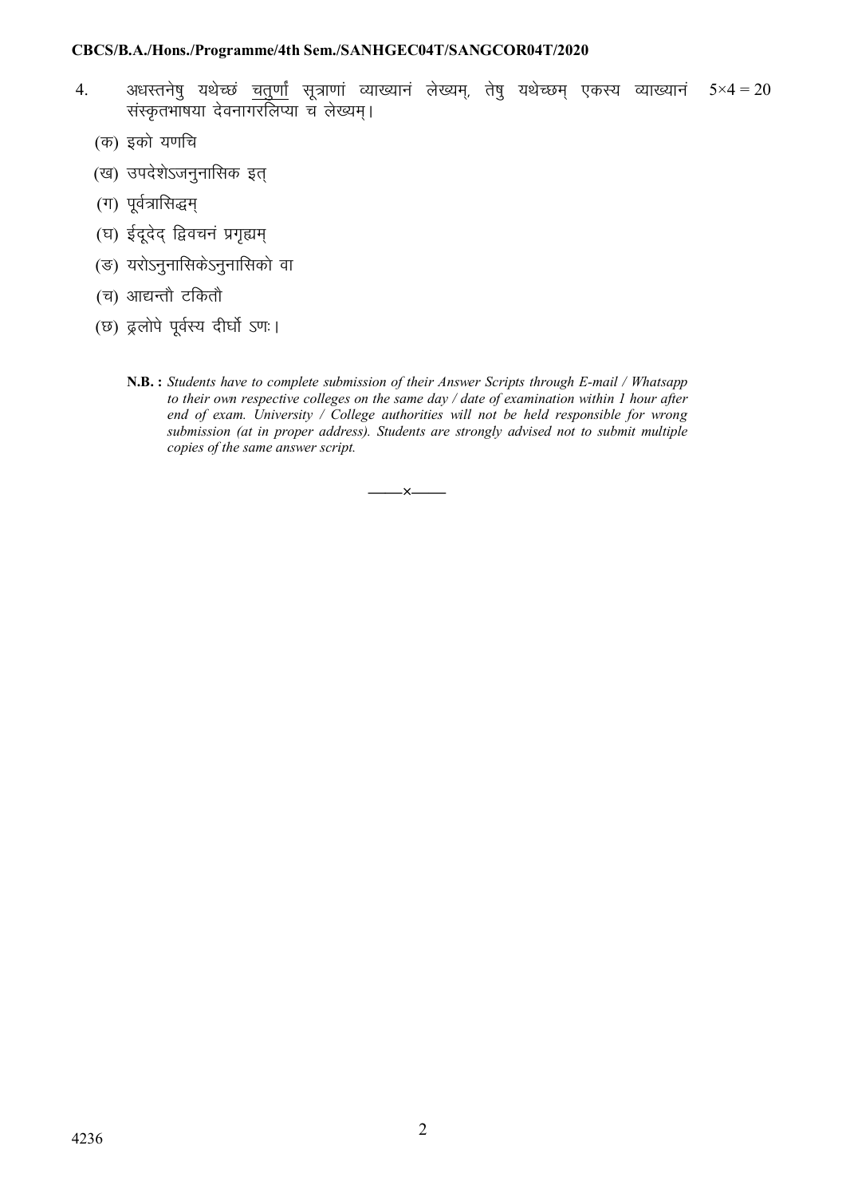4. अधस्तनेषु यथेच्छं <u>चतुर्णां</u> सूत्राणां व्याख्यानं लेख्यम्, तेषु यथेच्छम् एकस्य व्याख्यानं संस्कृतभाषया देवनागरलिप्या च लेख्यम्। 5×4 = 20

(क) इको यणचि

(ख) उपदेशेऽजनुनासिक इत्

(ग) पूर्वत्रासिद्धम्

(घ) ईदूदेद् द्विवचनं प्रगृह्यम्

(ङ) यरोऽनुनासिकेऽनुनासिको वा

(च) आद्यन्तौ टकितौ

(छ) ढ्रलोपे पूर्वस्य दीर्घो ऽणः।

**N.B. :** *Students have to complete submission of their Answer Scripts through E-mail / Whatsapp to their own respective colleges on the same day / date of examination within 1 hour after end of exam. University / College authorities will not be held responsible for wrong submission (at in proper address). Students are strongly advised not to submit multiple copies of the same answer script.*

——×——

4236